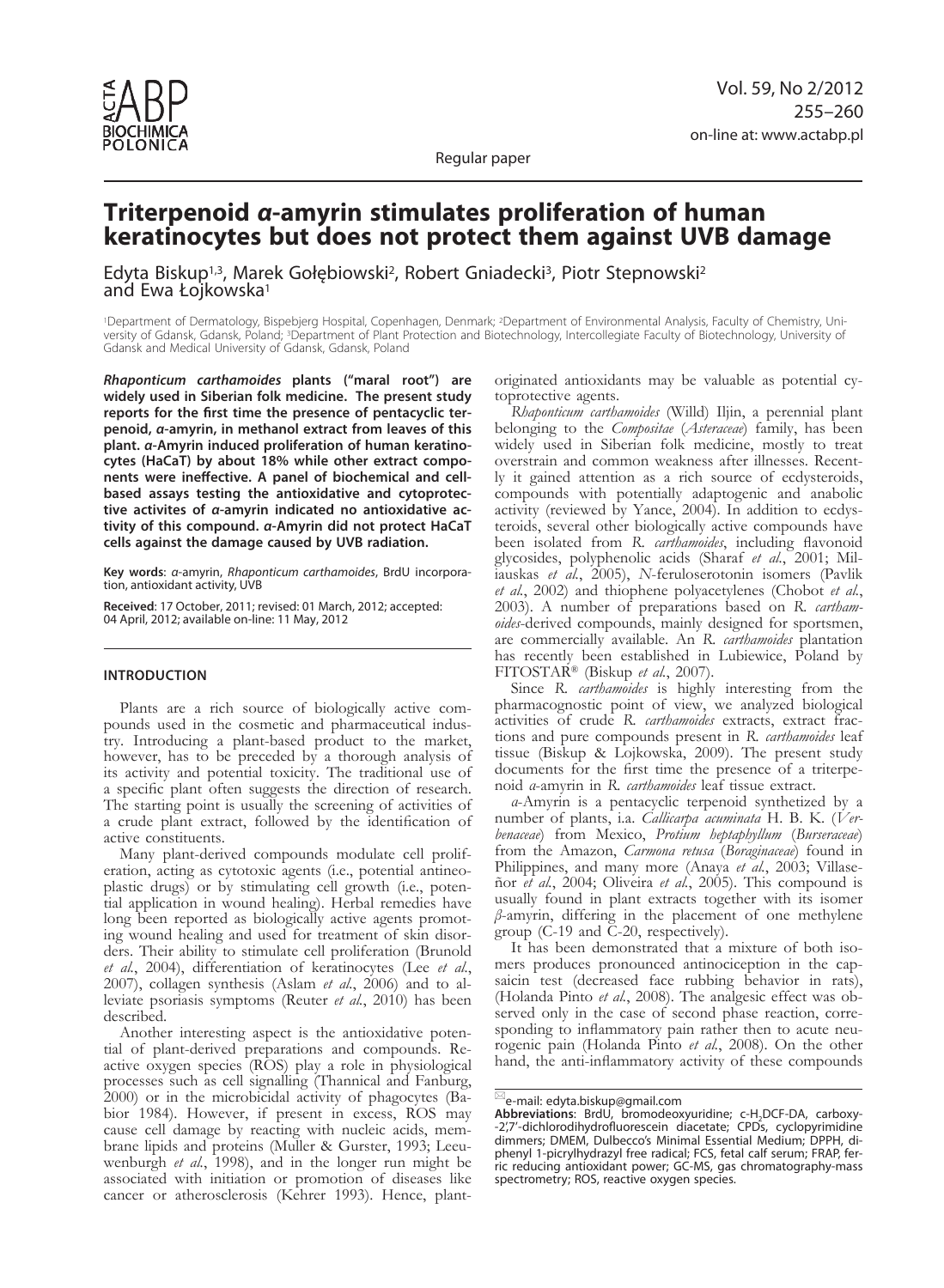Regular paper

# Triterpenoid *α*-amyrin stimulates proliferation of human keratinocytes but does not protect them against UVB damage

Edyta Biskup[1,3], Marek Gołębiowski[2], Robert Gniadecki[3], Piotr Stepnowski[2] and Ewa Łojkowska[1]

[1]Department of Dermatology, Bispebjerg Hospital, Copenhagen, Denmark; [2]Department of Environmental Analysis, Faculty of Chemistry, University of Gdansk, Gdansk, Poland; [3]Department of Plant Protection and Biotechnology, Intercollegiate Faculty of Biotechnology, University of Gdansk and Medical University of Gdansk, Gdansk, Poland

***Rhaponticum carthamoides*** **plants ("maral root") are widely used in Siberian folk medicine. The present study reports for the first time the presence of pentacyclic terpenoid, *α*-amyrin, in methanol extract from leaves of this plant. *α*-Amyrin induced proliferation of human keratinocytes (HaCaT) by about 18% while other extract components were ineffective. A panel of biochemical and cell-based assays testing the antioxidative and cytoprotective activites of *α*-amyrin indicated no antioxidative activity of this compound. *α*-Amyrin did not protect HaCaT cells against the damage caused by UVB radiation.**

**Key words**: *α*-amyrin, *Rhaponticum carthamoides*, BrdU incorporation, antioxidant activity, UVB

**Received**: 17 October, 2011; revised: 01 March, 2012; accepted: 04 April, 2012; available on-line: 11 May, 2012

## INTRODUCTION

Plants are a rich source of biologically active compounds used in the cosmetic and pharmaceutical industry. Introducing a plant-based product to the market, however, has to be preceded by a thorough analysis of its activity and potential toxicity. The traditional use of a specific plant often suggests the direction of research. The starting point is usually the screening of activities of a crude plant extract, followed by the identification of active constituents.

Many plant-derived compounds modulate cell proliferation, acting as cytotoxic agents (i.e., potential antineoplastic drugs) or by stimulating cell growth (i.e., potential application in wound healing). Herbal remedies have long been reported as biologically active agents promoting wound healing and used for treatment of skin disorders. Their ability to stimulate cell proliferation (Brunold *et al.*, 2004), differentiation of keratinocytes (Lee *et al.*, 2007), collagen synthesis (Aslam *et al.*, 2006) and to alleviate psoriasis symptoms (Reuter *et al.*, 2010) has been described.

Another interesting aspect is the antioxidative potential of plant-derived preparations and compounds. Reactive oxygen species (ROS) play a role in physiological processes such as cell signalling (Thannical and Fanburg, 2000) or in the microbicidal activity of phagocytes (Babior 1984). However, if present in excess, ROS may cause cell damage by reacting with nucleic acids, membrane lipids and proteins (Muller & Gurster, 1993; Leeuwenburgh *et al.*, 1998), and in the longer run might be associated with initiation or promotion of diseases like cancer or atherosclerosis (Kehrer 1993). Hence, plant-originated antioxidants may be valuable as potential cytoprotective agents.

*Rhaponticum carthamoides* (Willd) Iljin, a perennial plant belonging to the *Compositae* (*Asteraceae*) family, has been widely used in Siberian folk medicine, mostly to treat overstrain and common weakness after illnesses. Recently it gained attention as a rich source of ecdysteroids, compounds with potentially adaptogenic and anabolic activity (reviewed by Yance, 2004). In addition to ecdysteroids, several other biologically active compounds have been isolated from *R. carthamoides*, including flavonoid glycosides, polyphenolic acids (Sharaf *et al.*, 2001; Miliauskas *et al.*, 2005), *N*-feruloserotonin isomers (Pavlik *et al.*, 2002) and thiophene polyacetylenes (Chobot *et al.*, 2003). A number of preparations based on *R. carthamoides*-derived compounds, mainly designed for sportsmen, are commercially available. An *R. carthamoides* plantation has recently been established in Lubiewice, Poland by FITOSTAR® (Biskup *et al.*, 2007).

Since *R. carthamoides* is highly interesting from the pharmacognostic point of view, we analyzed biological activities of crude *R. carthamoides* extracts, extract fractions and pure compounds present in *R. carthamoides* leaf tissue (Biskup & Lojkowska, 2009). The present study documents for the first time the presence of a triterpenoid *α*-amyrin in *R. carthamoides* leaf tissue extract.

*α*-Amyrin is a pentacyclic terpenoid synthetized by a number of plants, i.a. *Callicarpa acuminata* H. B. K. (*Verbenaceae*) from Mexico, *Protium heptaphyllum* (*Burseraceae*) from the Amazon, *Carmona retusa* (*Boraginaceae*) found in Philippines, and many more (Anaya *et al.*, 2003; Villaseñor *et al.*, 2004; Oliveira *et al.*, 2005). This compound is usually found in plant extracts together with its isomer *β*-amyrin, differing in the placement of one methylene group (C-19 and C-20, respectively).

It has been demonstrated that a mixture of both isomers produces pronounced antinociception in the capsaicin test (decreased face rubbing behavior in rats), (Holanda Pinto *et al.*, 2008). The analgesic effect was observed only in the case of second phase reaction, corresponding to inflammatory pain rather then to acute neurogenic pain (Holanda Pinto *et al.*, 2008). On the other hand, the anti-inflammatory activity of these compounds

✉e-mail: edyta.biskup@gmail.com

**Abbreviations**: BrdU, bromodeoxyuridine; c-$H_2$DCF-DA, carboxy-2',7'-dichlorodihydrofluorescein diacetate; CPDs, cyclopyrimidine dimmers; DMEM, Dulbecco's Minimal Essential Medium; DPPH, diphenyl 1-picrylhydrazyl free radical; FCS, fetal calf serum; FRAP, ferric reducing antioxidant power; GC-MS, gas chromatography-mass spectrometry; ROS, reactive oxygen species.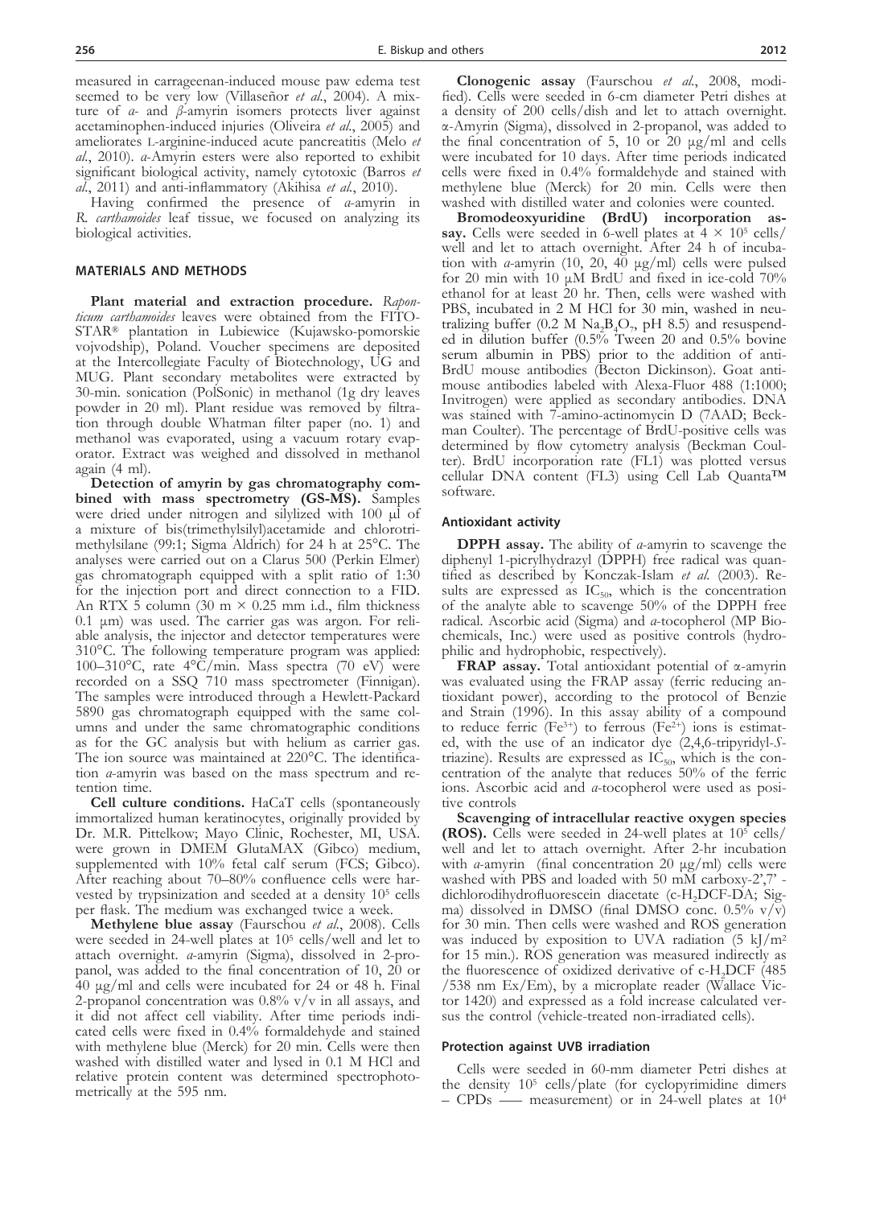measured in carrageenan-induced mouse paw edema test seemed to be very low (Villaseñor *et al.*, 2004). A mixture of *α*- and *β*-amyrin isomers protects liver against acetaminophen-induced injuries (Oliveira *et al.*, 2005) and ameliorates L-arginine-induced acute pancreatitis (Melo *et al.*, 2010). *α*-Amyrin esters were also reported to exhibit significant biological activity, namely cytotoxic (Barros *et al.*, 2011) and anti-inflammatory (Akihisa *et al.*, 2010).

Having confirmed the presence of *α*-amyrin in *R. carthamoides* leaf tissue, we focused on analyzing its biological activities.

## MATERIALS AND METHODS

**Plant material and extraction procedure.** *Rapontcum carthamoides* leaves were obtained from the FITOSTAR® plantation in Lubiewice (Kujawsko-pomorskie vojvodship), Poland. Voucher specimens are deposited at the Intercollegiate Faculty of Biotechnology, UG and MUG. Plant secondary metabolites were extracted by 30-min. sonication (PolSonic) in methanol (1g dry leaves powder in 20 ml). Plant residue was removed by filtration through double Whatman filter paper (no. 1) and methanol was evaporated, using a vacuum rotary evaporator. Extract was weighed and dissolved in methanol again (4 ml).

**Detection of amyrin by gas chromatography combined with mass spectrometry (GS-MS).** Samples were dried under nitrogen and silylized with 100 μl of a mixture of bis(trimethylsilyl)acetamide and chlorotrimethylsilane (99:1; Sigma Aldrich) for 24 h at 25°C. The analyses were carried out on a Clarus 500 (Perkin Elmer) gas chromatograph equipped with a split ratio of 1:30 for the injection port and direct connection to a FID. An RTX 5 column (30 m × 0.25 mm i.d., film thickness 0.1 μm) was used. The carrier gas was argon. For reliable analysis, the injector and detector temperatures were 310°C. The following temperature program was applied: 100–310°C, rate 4°C/min. Mass spectra (70 eV) were recorded on a SSQ 710 mass spectrometer (Finnigan). The samples were introduced through a Hewlett-Packard 5890 gas chromatograph equipped with the same columns and under the same chromatographic conditions as for the GC analysis but with helium as carrier gas. The ion source was maintained at 220°C. The identification *α*-amyrin was based on the mass spectrum and retention time.

**Cell culture conditions.** HaCaT cells (spontaneously immortalized human keratinocytes, originally provided by Dr. M.R. Pittelkow; Mayo Clinic, Rochester, MI, USA. were grown in DMEM GlutaMAX (Gibco) medium, supplemented with 10% fetal calf serum (FCS; Gibco). After reaching about 70–80% confluence cells were harvested by trypsinization and seeded at a density $10^5$ cells per flask. The medium was exchanged twice a week.

**Methylene blue assay** (Faurschou *et al.*, 2008). Cells were seeded in 24-well plates at $10^5$ cells/well and let to attach overnight. *α*-amyrin (Sigma), dissolved in 2-propanol, was added to the final concentration of 10, 20 or 40 μg/ml and cells were incubated for 24 or 48 h. Final 2-propanol concentration was 0.8% v/v in all assays, and it did not affect cell viability. After time periods indicated cells were fixed in 0.4% formaldehyde and stained with methylene blue (Merck) for 20 min. Cells were then washed with distilled water and lysed in 0.1 M HCl and relative protein content was determined spectrophotometrically at the 595 nm.

**Clonogenic assay** (Faurschou *et al.*, 2008, modified). Cells were seeded in 6-cm diameter Petri dishes at a density of 200 cells/dish and let to attach overnight. α-Amyrin (Sigma), dissolved in 2-propanol, was added to the final concentration of 5, 10 or 20 μg/ml and cells were incubated for 10 days. After time periods indicated cells were fixed in 0.4% formaldehyde and stained with methylene blue (Merck) for 20 min. Cells were then washed with distilled water and colonies were counted.

**Bromodeoxyuridine (BrdU) incorporation assay.** Cells were seeded in 6-well plates at $4 \times 10^5$ cells/well and let to attach overnight. After 24 h of incubation with *α*-amyrin (10, 20, 40 μg/ml) cells were pulsed for 20 min with 10 μM BrdU and fixed in ice-cold 70% ethanol for at least 20 hr. Then, cells were washed with PBS, incubated in 2 M HCl for 30 min, washed in neutralizing buffer (0.2 M $Na_2B_4O_7$, pH 8.5) and resuspended in dilution buffer (0.5% Tween 20 and 0.5% bovine serum albumin in PBS) prior to the addition of anti-BrdU mouse antibodies (Becton Dickinson). Goat antimouse antibodies labeled with Alexa-Fluor 488 (1:1000; Invitrogen) were applied as secondary antibodies. DNA was stained with 7-amino-actinomycin D (7AAD; Beckman Coulter). The percentage of BrdU-positive cells was determined by flow cytometry analysis (Beckman Coulter). BrdU incorporation rate (FL1) was plotted versus cellular DNA content (FL3) using Cell Lab Quanta™ software.

### Antioxidant activity

**DPPH assay.** The ability of *α*-amyrin to scavenge the diphenyl 1-picrylhydrazyl (DPPH) free radical was quantified as described by Konczak-Islam *et al.* (2003). Results are expressed as $IC_{50}$, which is the concentration of the analyte able to scavenge 50% of the DPPH free radical. Ascorbic acid (Sigma) and *α*-tocopherol (MP Biochemicals, Inc.) were used as positive controls (hydrophilic and hydrophobic, respectively).

**FRAP assay.** Total antioxidant potential of α-amyrin was evaluated using the FRAP assay (ferric reducing antioxidant power), according to the protocol of Benzie and Strain (1996). In this assay ability of a compound to reduce ferric ($Fe^{3+}$) to ferrous ($Fe^{2+}$) ions is estimated, with the use of an indicator dye (2,4,6-tripyridyl-*S*-triazine). Results are expressed as $IC_{50}$, which is the concentration of the analyte that reduces 50% of the ferric ions. Ascorbic acid and *α*-tocopherol were used as positive controls

**Scavenging of intracellular reactive oxygen species (ROS).** Cells were seeded in 24-well plates at $10^5$ cells/well and let to attach overnight. After 2-hr incubation with *α*-amyrin (final concentration 20 μg/ml) cells were washed with PBS and loaded with 50 mM carboxy-2',7'-dichlorodihydrofluorescein diacetate (c-$H_2$DCF-DA; Sigma) dissolved in DMSO (final DMSO conc. 0.5% v/v) for 30 min. Then cells were washed and ROS generation was induced by exposition to UVA radiation (5 kJ/m$^2$ for 15 min.). ROS generation was measured indirectly as the fluorescence of oxidized derivative of c-$H_2$DCF (485 /538 nm Ex/Em), by a microplate reader (Wallace Victor 1420) and expressed as a fold increase calculated versus the control (vehicle-treated non-irradiated cells).

### Protection against UVB irradiation

Cells were seeded in 60-mm diameter Petri dishes at the density $10^5$ cells/plate (for cyclopyrimidine dimers – CPDs —— measurement) or in 24-well plates at $10^4$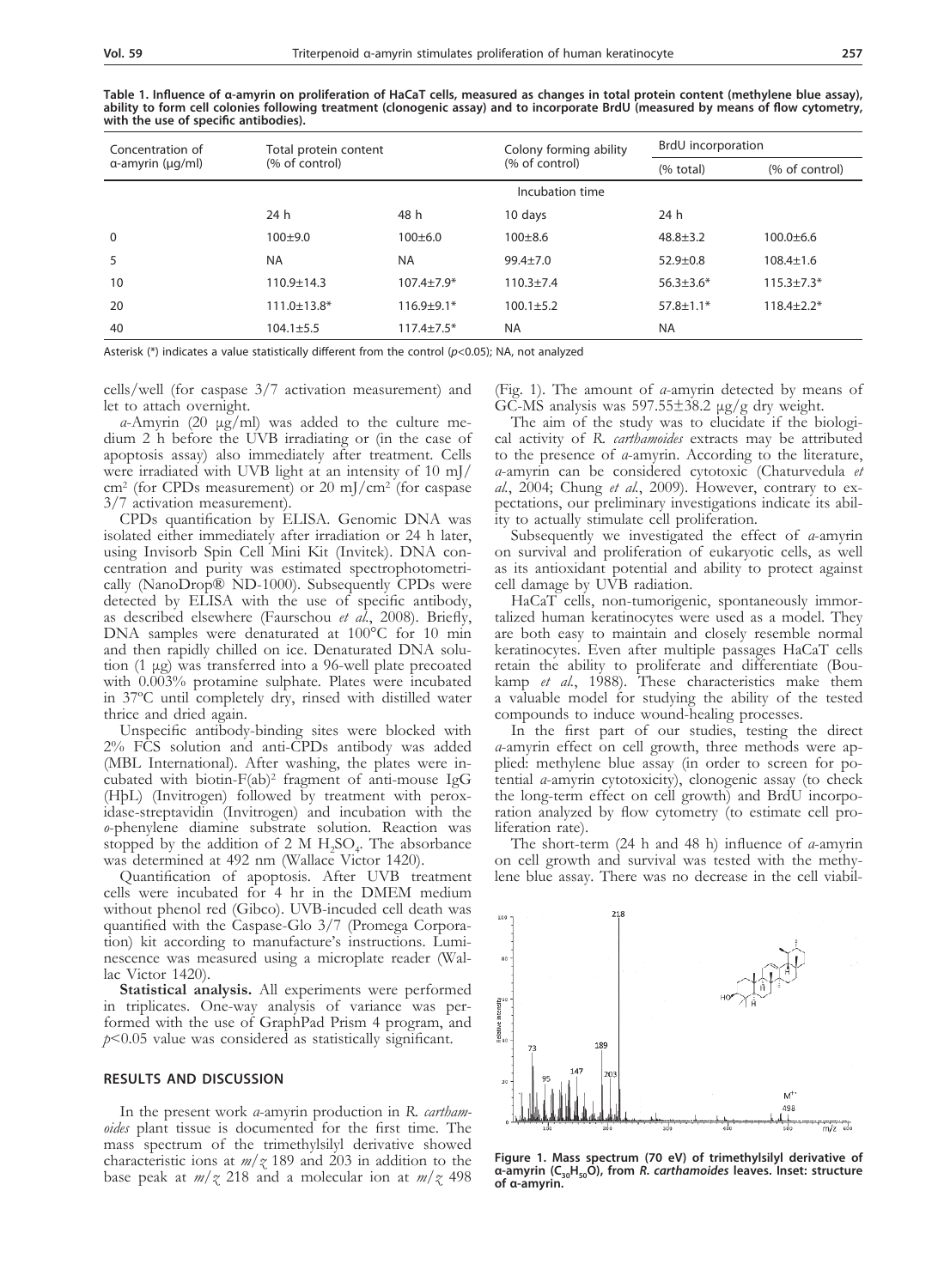**Table 1. Influence of α-amyrin on proliferation of HaCaT cells, measured as changes in total protein content (methylene blue assay), ability to form cell colonies following treatment (clonogenic assay) and to incorporate BrdU (measured by means of flow cytometry, with the use of specific antibodies).**

| Concentration of α-amyrin (μg/ml) | Total protein content (% of control) | | Colony forming ability (% of control) | BrdU incorporation | |
|---|---|---|---|---|---|
| | | | | (% total) | (% of control) |
| | Incubation time | | | | |
| | 24 h | 48 h | 10 days | 24 h | |
| 0 | 100±9.0 | 100±6.0 | 100±8.6 | 48.8±3.2 | 100.0±6.6 |
| 5 | NA | NA | 99.4±7.0 | 52.9±0.8 | 108.4±1.6 |
| 10 | 110.9±14.3 | 107.4±7.9* | 110.3±7.4 | 56.3±3.6* | 115.3±7.3* |
| 20 | 111.0±13.8* | 116.9±9.1* | 100.1±5.2 | 57.8±1.1* | 118.4±2.2* |
| 40 | 104.1±5.5 | 117.4±7.5* | NA | NA | |

Asterisk (*) indicates a value statistically different from the control ($p<0.05$); NA, not analyzed

cells/well (for caspase 3/7 activation measurement) and let to attach overnight.

*α*-Amyrin (20 μg/ml) was added to the culture medium 2 h before the UVB irradiating or (in the case of apoptosis assay) also immediately after treatment. Cells were irradiated with UVB light at an intensity of 10 mJ/cm$^2$ (for CPDs measurement) or 20 mJ/cm$^2$ (for caspase 3/7 activation measurement).

CPDs quantification by ELISA. Genomic DNA was isolated either immediately after irradiation or 24 h later, using Invisorb Spin Cell Mini Kit (Invitek). DNA concentration and purity was estimated spectrophotometrically (NanoDrop® ND-1000). Subsequently CPDs were detected by ELISA with the use of specific antibody, as described elsewhere (Faurschou *et al.*, 2008). Briefly, DNA samples were denaturated at 100°C for 10 min and then rapidly chilled on ice. Denaturated DNA solution (1 μg) was transferred into a 96-well plate precoated with 0.003% protamine sulphate. Plates were incubated in 37°C until completely dry, rinsed with distilled water thrice and dried again.

Unspecific antibody-binding sites were blocked with 2% FCS solution and anti-CPDs antibody was added (MBL International). After washing, the plates were incubated with biotin-F(ab)$^2$ fragment of anti-mouse IgG (HþL) (Invitrogen) followed by treatment with peroxidase-streptavidin (Invitrogen) and incubation with the *o*-phenylene diamine substrate solution. Reaction was stopped by the addition of 2 M $H_2SO_4$. The absorbance was determined at 492 nm (Wallace Victor 1420).

Quantification of apoptosis. After UVB treatment cells were incubated for 4 hr in the DMEM medium without phenol red (Gibco). UVB-incuded cell death was quantified with the Caspase-Glo 3/7 (Promega Corporation) kit according to manufacture's instructions. Luminescence was measured using a microplate reader (Wallac Victor 1420).

**Statistical analysis.** All experiments were performed in triplicates. One-way analysis of variance was performed with the use of GraphPad Prism 4 program, and $p<0.05$ value was considered as statistically significant.

## RESULTS AND DISCUSSION

In the present work *α*-amyrin production in *R. carthamoides* plant tissue is documented for the first time. The mass spectrum of the trimethylsilyl derivative showed characteristic ions at $m/z$ 189 and 203 in addition to the base peak at $m/z$ 218 and a molecular ion at $m/z$ 498 (Fig. 1). The amount of *α*-amyrin detected by means of GC-MS analysis was 597.55±38.2 μg/g dry weight.

The aim of the study was to elucidate if the biological activity of *R. carthamoides* extracts may be attributed to the presence of *α*-amyrin. According to the literature, *α*-amyrin can be considered cytotoxic (Chaturvedula *et al.*, 2004; Chung *et al.*, 2009). However, contrary to expectations, our preliminary investigations indicate its ability to actually stimulate cell proliferation.

Subsequently we investigated the effect of *α*-amyrin on survival and proliferation of eukaryotic cells, as well as its antioxidant potential and ability to protect against cell damage by UVB radiation.

HaCaT cells, non-tumorigenic, spontaneously immortalized human keratinocytes were used as a model. They are both easy to maintain and closely resemble normal keratinocytes. Even after multiple passages HaCaT cells retain the ability to proliferate and differentiate (Boukamp *et al.*, 1988). These characteristics make them a valuable model for studying the ability of the tested compounds to induce wound-healing processes.

In the first part of our studies, testing the direct *α*-amyrin effect on cell growth, three methods were applied: methylene blue assay (in order to screen for potential *α*-amyrin cytotoxicity), clonogenic assay (to check the long-term effect on cell growth) and BrdU incorporation analyzed by flow cytometry (to estimate cell proliferation rate).

The short-term (24 h and 48 h) influence of *α*-amyrin on cell growth and survival was tested with the methylene blue assay. There was no decrease in the cell viabil-

**Figure 1. Mass spectrum (70 eV) of trimethylsilyl derivative of α-amyrin ($C_{30}H_{50}O$), from *R. carthamoides* leaves. Inset: structure of α-amyrin.**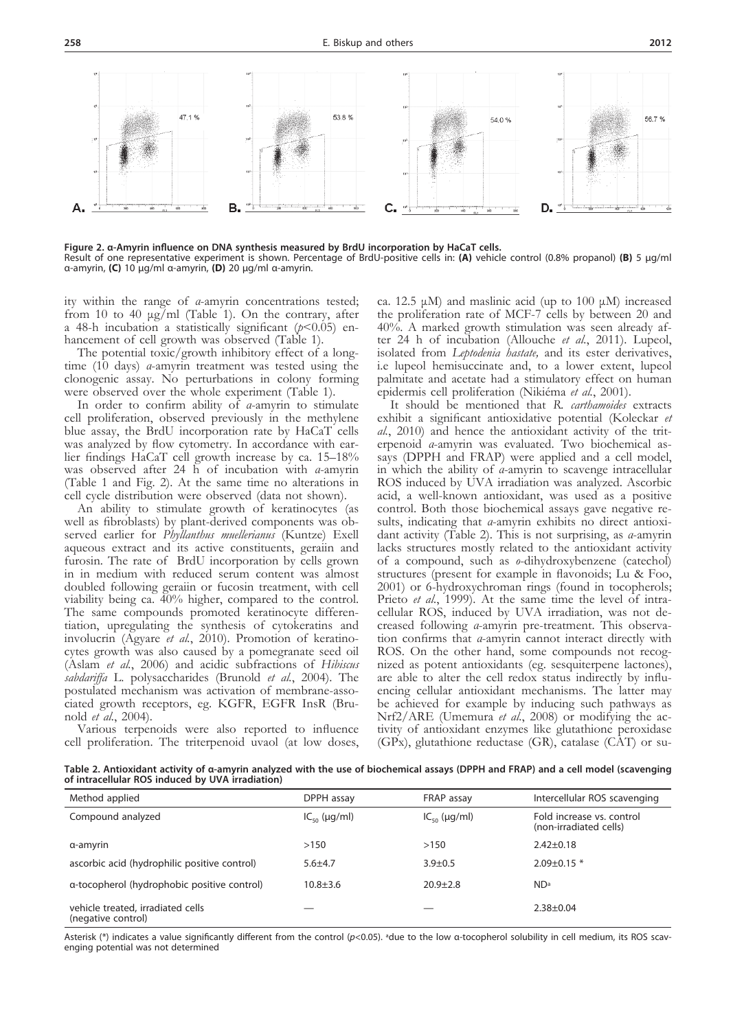**Figure 2. α-Amyrin influence on DNA synthesis measured by BrdU incorporation by HaCaT cells.**
Result of one representative experiment is shown. Percentage of BrdU-positive cells in: **(A)** vehicle control (0.8% propanol) **(B)** 5 µg/ml α-amyrin, **(C)** 10 µg/ml α-amyrin, **(D)** 20 µg/ml α-amyrin.

ity within the range of *α*-amyrin concentrations tested; from 10 to 40 µg/ml (Table 1). On the contrary, after a 48-h incubation a statistically significant ($p<0.05$) enhancement of cell growth was observed (Table 1).

The potential toxic/growth inhibitory effect of a long-time (10 days) *α*-amyrin treatment was tested using the clonogenic assay. No perturbations in colony forming were observed over the whole experiment (Table 1).

In order to confirm ability of *α*-amyrin to stimulate cell proliferation, observed previously in the methylene blue assay, the BrdU incorporation rate by HaCaT cells was analyzed by flow cytometry. In accordance with earlier findings HaCaT cell growth increase by ca. 15–18% was observed after 24 h of incubation with *α*-amyrin (Table 1 and Fig. 2). At the same time no alterations in cell cycle distribution were observed (data not shown).

An ability to stimulate growth of keratinocytes (as well as fibroblasts) by plant-derived components was observed earlier for *Phyllanthus muellerianus* (Kuntze) Exell aqueous extract and its active constituents, geraiin and furosin. The rate of BrdU incorporation by cells grown in in medium with reduced serum content was almost doubled following geraiin or fucosin treatment, with cell viability being ca. 40% higher, compared to the control. The same compounds promoted keratinocyte differentiation, upregulating the synthesis of cytokeratins and involucrin (Agyare *et al.*, 2010). Promotion of keratinocytes growth was also caused by a pomegranate seed oil (Aslam *et al.*, 2006) and acidic subfractions of *Hibiscus sabdariffa* L. polysaccharides (Brunold *et al.*, 2004). The postulated mechanism was activation of membrane-associated growth receptors, eg. KGFR, EGFR InsR (Brunold *et al.*, 2004).

Various terpenoids were also reported to influence cell proliferation. The triterpenoid uvaol (at low doses, ca. 12.5 µM) and maslinic acid (up to 100 µM) increased the proliferation rate of MCF-7 cells by between 20 and 40%. A marked growth stimulation was seen already after 24 h of incubation (Allouche *et al.*, 2011). Lupeol, isolated from *Leptodenia hastate,* and its ester derivatives, i.e lupeol hemisuccinate and, to a lower extent, lupeol palmitate and acetate had a stimulatory effect on human epidermis cell proliferation (Nikiéma *et al.*, 2001).

It should be mentioned that *R. carthamoides* extracts exhibit a significant antioxidative potential (Koleckar *et al.*, 2010) and hence the antioxidant activity of the triterpenoid *α*-amyrin was evaluated. Two biochemical assays (DPPH and FRAP) were applied and a cell model, in which the ability of *α*-amyrin to scavenge intracellular ROS induced by UVA irradiation was analyzed. Ascorbic acid, a well-known antioxidant, was used as a positive control. Both those biochemical assays gave negative results, indicating that *α*-amyrin exhibits no direct antioxidant activity (Table 2). This is not surprising, as *α*-amyrin lacks structures mostly related to the antioxidant activity of a compound, such as *o*-dihydroxybenzene (catechol) structures (present for example in flavonoids; Lu & Foo, 2001) or 6-hydroxychroman rings (found in tocopherols; Prieto *et al.*, 1999). At the same time the level of intracellular ROS, induced by UVA irradiation, was not decreased following *α*-amyrin pre-treatment. This observation confirms that *α*-amyrin cannot interact directly with ROS. On the other hand, some compounds not recognized as potent antioxidants (eg. sesquiterpene lactones), are able to alter the cell redox status indirectly by influencing cellular antioxidant mechanisms. The latter may be achieved for example by inducing such pathways as Nrf2/ARE (Umemura *et al.*, 2008) or modifying the activity of antioxidant enzymes like glutathione peroxidase (GPx), glutathione reductase (GR), catalase (CAT) or su-

**Table 2. Antioxidant activity of α-amyrin analyzed with the use of biochemical assays (DPPH and FRAP) and a cell model (scavenging of intracellular ROS induced by UVA irradiation)**

| Method applied | DPPH assay | FRAP assay | Intercellular ROS scavenging |
|---|---|---|---|
| Compound analyzed | $IC_{50}$ (µg/ml) | $IC_{50}$ (µg/ml) | Fold increase vs. control (non-irradiated cells) |
| α-amyrin | >150 | >150 | 2.42±0.18 |
| ascorbic acid (hydrophilic positive control) | 5.6±4.7 | 3.9±0.5 | 2.09±0.15 * |
| α-tocopherol (hydrophobic positive control) | 10.8±3.6 | 20.9±2.8 | ND[a] |
| vehicle treated, irradiated cells (negative control) | — | — | 2.38±0.04 |

Asterisk (*) indicates a value significantly different from the control ($p<0.05$). [a]due to the low α-tocopherol solubility in cell medium, its ROS scavenging potential was not determined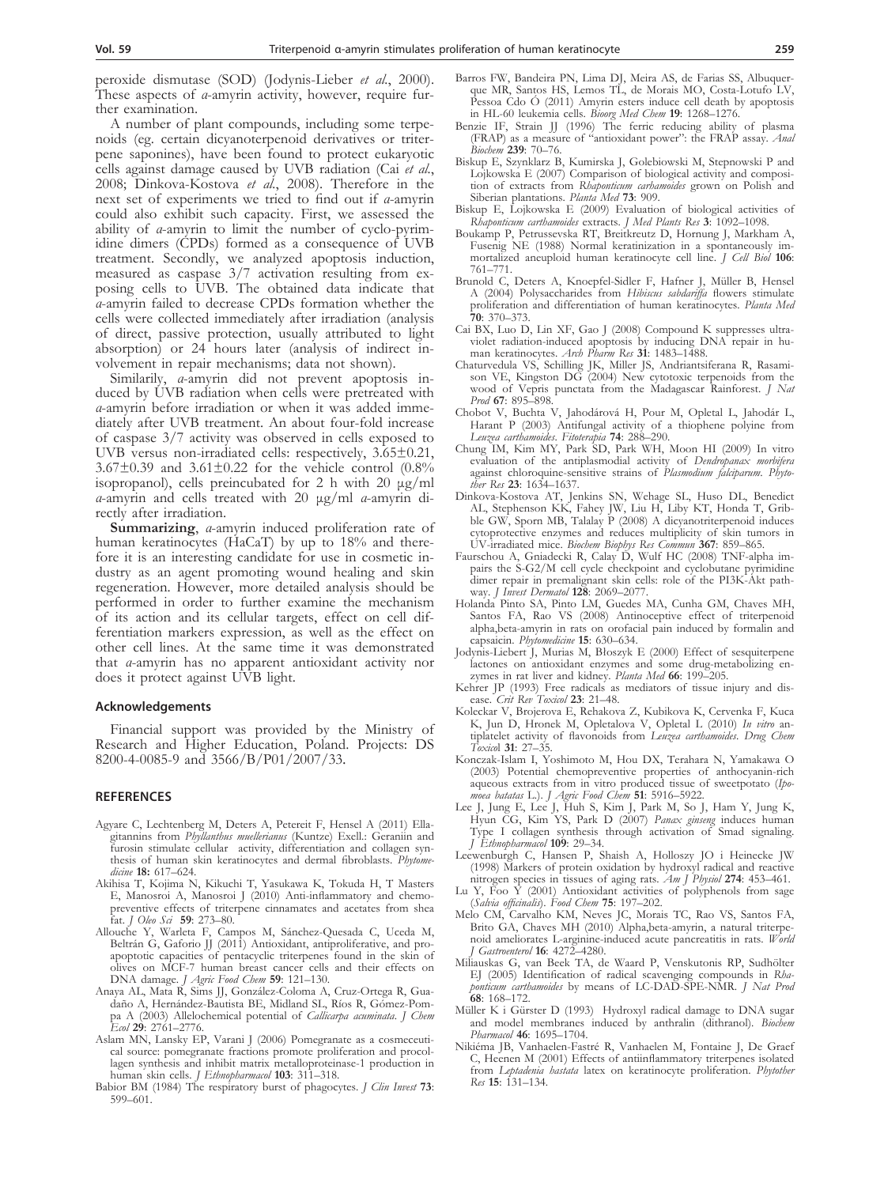peroxide dismutase (SOD) (Jodynis-Lieber *et al*., 2000). These aspects of *a*-amyrin activity, however, require further examination.

A number of plant compounds, including some terpenoids (eg. certain dicyanoterpenoid derivatives or triterpene saponines), have been found to protect eukaryotic cells against damage caused by UVB radiation (Cai *et al*., 2008; Dinkova-Kostova *et al*., 2008). Therefore in the next set of experiments we tried to find out if *a*-amyrin could also exhibit such capacity. First, we assessed the ability of *a*-amyrin to limit the number of cyclo-pyrimidine dimers (CPDs) formed as a consequence of UVB treatment. Secondly, we analyzed apoptosis induction, measured as caspase 3/7 activation resulting from exposing cells to UVB. The obtained data indicate that *a*-amyrin failed to decrease CPDs formation whether the cells were collected immediately after irradiation (analysis of direct, passive protection, usually attributed to light absorption) or 24 hours later (analysis of indirect involvement in repair mechanisms; data not shown).

Similarily, *a*-amyrin did not prevent apoptosis induced by UVB radiation when cells were pretreated with *a*-amyrin before irradiation or when it was added immediately after UVB treatment. An about four-fold increase of caspase 3/7 activity was observed in cells exposed to UVB versus non-irradiated cells: respectively, 3.65±0.21, 3.67±0.39 and 3.61±0.22 for the vehicle control (0.8% isopropanol), cells preincubated for 2 h with 20 μg/ml *a*-amyrin and cells treated with 20 μg/ml *a*-amyrin directly after irradiation.

**Summarizing**, *a*-amyrin induced proliferation rate of human keratinocytes (HaCaT) by up to 18% and therefore it is an interesting candidate for use in cosmetic industry as an agent promoting wound healing and skin regeneration. However, more detailed analysis should be performed in order to further examine the mechanism of its action and its cellular targets, effect on cell differentiation markers expression, as well as the effect on other cell lines. At the same time it was demonstrated that *a*-amyrin has no apparent antioxidant activity nor does it protect against UVB light.

## Acknowledgements

Financial support was provided by the Ministry of Research and Higher Education, Poland. Projects: DS 8200-4-0085-9 and 3566/B/P01/2007/33.

## REFERENCES

Agyare C, Lechtenberg M, Deters A, Petereit F, Hensel A (2011) Ellagitannins from *Phyllanthus muellerianus* (Kuntze) Exell.: Geraniin and furosin stimulate cellular activity, differentiation and collagen synthesis of human skin keratinocytes and dermal fibroblasts. *Phytomedicine* **18:** 617–624.

Akihisa T, Kojima N, Kikuchi T, Yasukawa K, Tokuda H, T Masters E, Manosroi A, Manosroi J (2010) Anti-inflammatory and chemopreventive effects of triterpene cinnamates and acetates from shea fat. *J Oleo Sci* **59**: 273–80.

Allouche Y, Warleta F, Campos M, Sánchez-Quesada C, Uceda M, Beltrán G, Gaforio JJ (2011) Antioxidant, antiproliferative, and proapoptotic capacities of pentacyclic triterpenes found in the skin of olives on MCF-7 human breast cancer cells and their effects on DNA damage. *J Agric Food Chem* **59**: 121–130.

Anaya AL, Mata R, Sims JJ, González-Coloma A, Cruz-Ortega R, Guadaño A, Hernández-Bautista BE, Midland SL, Ríos R, Gómez-Pompa A (2003) Allelochemical potential of *Callicarpa acuminata*. *J Chem Ecol* **29**: 2761–2776.

Aslam MN, Lansky EP, Varani J (2006) Pomegranate as a cosmeceutical source: pomegranate fractions promote proliferation and procollagen synthesis and inhibit matrix metalloproteinase-1 production in human skin cells. *J Ethnopharmacol* **103**: 311–318.

Babior BM (1984) The respiratory burst of phagocytes. *J Clin Invest* **73**: 599–601.

Barros FW, Bandeira PN, Lima DJ, Meira AS, de Farias SS, Albuquerque MR, Santos HS, Lemos TL, de Morais MO, Costa-Lotufo LV, Pessoa Cdo Ó (2011) Amyrin esters induce cell death by apoptosis in HL-60 leukemia cells. *Bioorg Med Chem* **19**: 1268–1276.

Benzie IF, Strain JJ (1996) The ferric reducing ability of plasma (FRAP) as a measure of "antioxidant power": the FRAP assay. *Anal Biochem* **239**: 70–76.

Biskup E, Szynklarz B, Kumirska J, Golebiowski M, Stepnowski P and Lojkowska E (2007) Comparison of biological activity and composition of extracts from *Rhaponticum carthamoides* grown on Polish and Siberian plantations. *Planta Med* **73**: 909.

Biskup E, Lojkowska E (2009) Evaluation of biological activities of *Rhaponticum carthamoides* extracts. *J Med Plants Res* **3**: 1092–1098.

Boukamp P, Petrussevska RT, Breitkreutz D, Hornung J, Markham A, Fusenig NE (1988) Normal keratinization in a spontaneously immortalized aneuploid human keratinocyte cell line. *J Cell Biol* **106**: 761–771.

Brunold C, Deters A, Knoepfel-Sidler F, Hafner J, Müller B, Hensel A (2004) Polysaccharides from *Hibiscus sabdariffa* flowers stimulate proliferation and differentiation of human keratinocytes. *Planta Med* **70**: 370–373.

Cai BX, Luo D, Lin XF, Gao J (2008) Compound K suppresses ultraviolet radiation-induced apoptosis by inducing DNA repair in human keratinocytes. *Arch Pharm Res* **31**: 1483–1488.

Chaturvedula VS, Schilling JK, Miller JS, Andriantsiferana R, Rasamison VE, Kingston DG (2004) New cytotoxic terpenoids from the wood of Vepris punctata from the Madagascar Rainforest. *J Nat Prod* **67**: 895–898.

Chobot V, Buchta V, Jahodárová H, Pour M, Opletal L, Jahodár L, Harant P (2003) Antifungal activity of a thiophene polyine from *Leuzea carthamoides*. *Fitoterapia* **74**: 288–290.

Chung IM, Kim MY, Park SD, Park WH, Moon HI (2009) In vitro evaluation of the antiplasmodial activity of *Dendropanax morbifera* against chloroquine-sensitive strains of *Plasmodium falciparum*. *Phytother Res* **23**: 1634–1637.

Dinkova-Kostova AT, Jenkins SN, Wehage SL, Huso DL, Benedict AL, Stephenson KK, Fahey JW, Liu H, Liby KT, Honda T, Gribble GW, Sporn MB, Talalay P (2008) A dicyanotriterpenoid induces cytoprotective enzymes and reduces multiplicity of skin tumors in UV-irradiated mice. *Biochem Biophys Res Commun* **367**: 859–865.

Faurschou A, Gniadecki R, Calay D, Wulf HC (2008) TNF-alpha impairs the S-G2/M cell cycle checkpoint and cyclobutane pyrimidine dimer repair in premalignant skin cells: role of the PI3K-Akt pathway. *J Invest Dermatol* **128**: 2069–2077.

Holanda Pinto SA, Pinto LM, Guedes MA, Cunha GM, Chaves MH, Santos FA, Rao VS (2008) Antinoceptive effect of triterpenoid alpha,beta-amyrin in rats on orofacial pain induced by formalin and capsaicin. *Phytomedicine* **15**: 630–634.

Jodynis-Liebert J, Murias M, Błoszyk E (2000) Effect of sesquiterpene lactones on antioxidant enzymes and some drug-metabolizing enzymes in rat liver and kidney. *Planta Med* **66**: 199–205.

Kehrer JP (1993) Free radicals as mediators of tissue injury and disease. *Crit Rev Toxicol* **23**: 21–48.

Koleckar V, Brojerova E, Rehakova Z, Kubikova K, Cervenka F, Kuca K, Jun D, Hronek M, Opletalova V, Opletal L (2010) *In vitro* antiplatelet activity of flavonoids from *Leuzea carthamoides*. *Drug Chem Toxicol* **31**: 27–35.

Konczak-Islam I, Yoshimoto M, Hou DX, Terahara N, Yamakawa O (2003) Potential chemopreventive properties of anthocyanin-rich aqueous extracts from in vitro produced tissue of sweetpotato (*Ipomoea batatas* L.). *J Agric Food Chem* **51**: 5916–5922.

Lee J, Jung E, Lee J, Huh S, Kim J, Park M, So J, Ham Y, Jung K, Hyun CG, Kim YS, Park D (2007) *Panax ginseng* induces human Type I collagen synthesis through activation of Smad signaling. *J Ethnopharmacol* **109**: 29–34.

Leewenburgh C, Hansen P, Shaish A, Holloszy JO i Heinecke JW (1998) Markers of protein oxidation by hydroxyl radical and reactive nitrogen species in tissues of aging rats. *Am J Physiol* **274**: 453–461.

Lu Y, Foo Y (2001) Antioxidant activities of polyphenols from sage (*Salvia officinalis*). *Food Chem* **75**: 197–202.

Melo CM, Carvalho KM, Neves JC, Morais TC, Rao VS, Santos FA, Brito GA, Chaves MH (2010) Alpha,beta-amyrin, a natural triterpenoid ameliorates L-arginine-induced acute pancreatitis in rats. *World J Gastroenterol* **16**: 4272–4280.

Miliauskas G, van Beek TA, de Waard P, Venskutonis RP, Sudhölter EJ (2005) Identification of radical scavenging compounds in *Rhaponticum carthamoides* by means of LC-DAD-SPE-NMR. *J Nat Prod* **68**: 168–172.

Müller K i Gürster D (1993) Hydroxyl radical damage to DNA sugar and model membranes induced by anthralin (dithranol). *Biochem Pharmacol* **46**: 1695–1704.

Nikiéma JB, Vanhaelen-Fastré R, Vanhaelen M, Fontaine J, De Graef C, Heenen M (2001) Effects of antiinflammatory triterpenes isolated from *Leptadenia hastata* latex on keratinocyte proliferation. *Phytother Res* **15**: 131–134.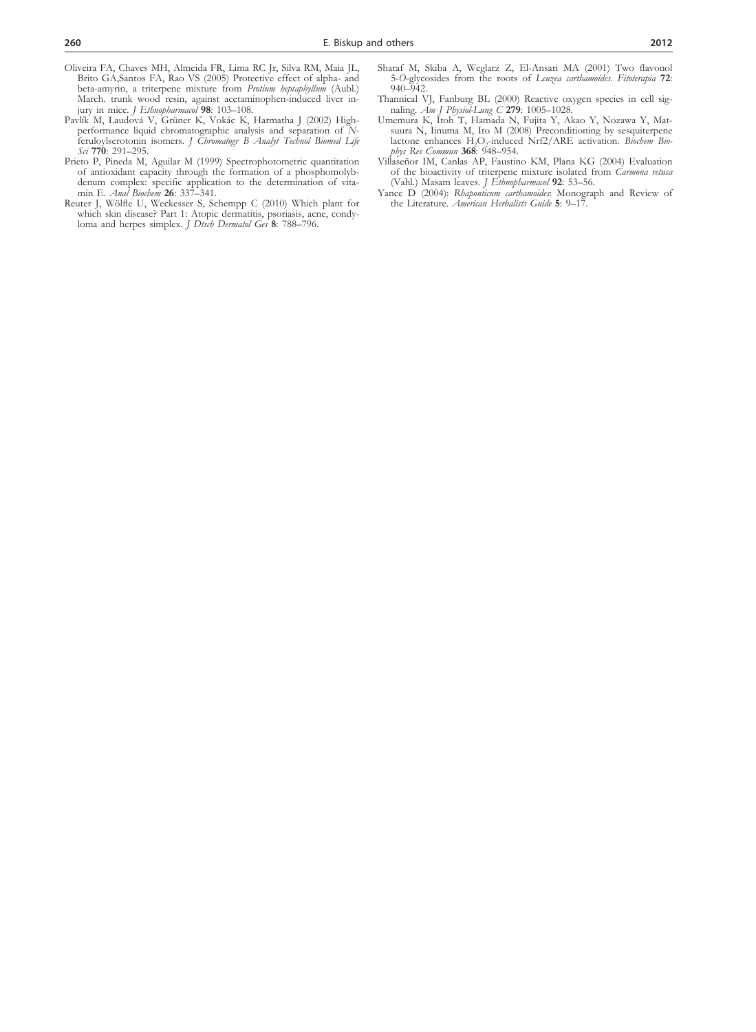Oliveira FA, Chaves MH, Almeida FR, Lima RC Jr, Silva RM, Maia JL, Brito GA,Santos FA, Rao VS (2005) Protective effect of alpha- and beta-amyrin, a triterpene mixture from *Protium heptaphyllum* (Aubl.) March. trunk wood resin, against acetaminophen-induced liver injury in mice. *J Ethnopharmacol* **98**: 103–108.

Pavlík M, Laudová V, Grüner K, Vokác K, Harmatha J (2002) High-performance liquid chromatographic analysis and separation of *N*-feruloylserotonin isomers. *J Chromatogr B Analyt Technol Biomed Life Sci* **770**: 291–295.

Prieto P, Pineda M, Aguilar M (1999) Spectrophotometric quantitation of antioxidant capacity through the formation of a phosphomolybdenum complex: specific application to the determination of vitamin E. *Anal Biochem* **26**: 337–341.

Reuter J, Wölfle U, Weckesser S, Schempp C (2010) Which plant for which skin disease? Part 1: Atopic dermatitis, psoriasis, acne, condyloma and herpes simplex. *J Dtsch Dermatol Ges* **8**: 788–796.

Sharaf M, Skiba A, Weglarz Z, El-Ansari MA (2001) Two flavonol 5-*O*-glycosides from the roots of *Leuzea carthamoides*. *Fitoterapia* **72**: 940–942.

Thannical VJ, Fanburg BL (2000) Reactive oxygen species in cell signaling. *Am J Physiol-Lung C* **279**: 1005–1028.

Umemura K, Itoh T, Hamada N, Fujita Y, Akao Y, Nozawa Y, Matsuura N, Iinuma M, Ito M (2008) Preconditioning by sesquiterpene lactone enhances $H_2O_2$-induced Nrf2/ARE activation. *Biochem Biophys Res Commun* **368**: 948–954.

Villaseñor IM, Canlas AP, Faustino KM, Plana KG (2004) Evaluation of the bioactivity of triterpene mixture isolated from *Carmona retusa* (Vahl.) Masam leaves. *J Ethnopharmacol* **92**: 53–56.

Yance D (2004): *Rhaponticum carthamoides*: Monograph and Review of the Literature. *American Herbalists Guide* **5**: 9–17.